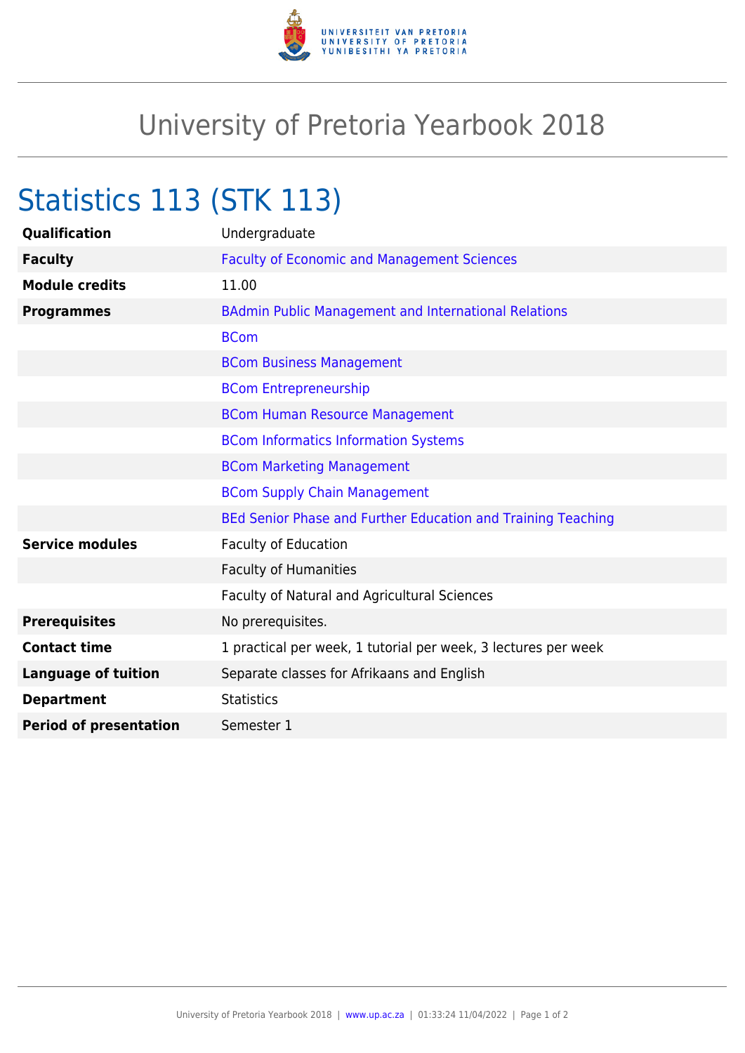# University of Pretoria Yearbook 2018

## Statistics 113 (STK 113)

| | |
|---|---|
| **Qualification** | Undergraduate |
| **Faculty** | Faculty of Economic and Management Sciences |
| **Module credits** | 11.00 |
| **Programmes** | BAdmin Public Management and International Relations |
| | BCom |
| | BCom Business Management |
| | BCom Entrepreneurship |
| | BCom Human Resource Management |
| | BCom Informatics Information Systems |
| | BCom Marketing Management |
| | BCom Supply Chain Management |
| | BEd Senior Phase and Further Education and Training Teaching |
| **Service modules** | Faculty of Education |
| | Faculty of Humanities |
| | Faculty of Natural and Agricultural Sciences |
| **Prerequisites** | No prerequisites. |
| **Contact time** | 1 practical per week, 1 tutorial per week, 3 lectures per week |
| **Language of tuition** | Separate classes for Afrikaans and English |
| **Department** | Statistics |
| **Period of presentation** | Semester 1 |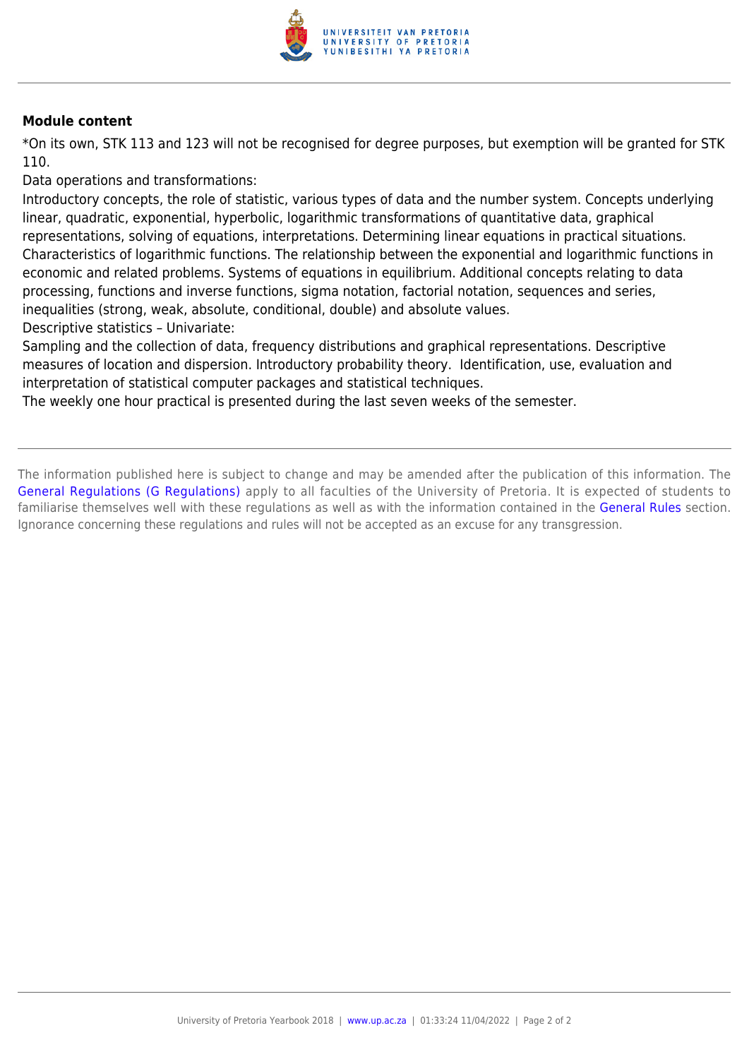### Module content

*On its own, STK 113 and 123 will not be recognised for degree purposes, but exemption will be granted for STK 110.

Data operations and transformations:

Introductory concepts, the role of statistic, various types of data and the number system. Concepts underlying linear, quadratic, exponential, hyperbolic, logarithmic transformations of quantitative data, graphical representations, solving of equations, interpretations. Determining linear equations in practical situations. Characteristics of logarithmic functions. The relationship between the exponential and logarithmic functions in economic and related problems. Systems of equations in equilibrium. Additional concepts relating to data processing, functions and inverse functions, sigma notation, factorial notation, sequences and series, inequalities (strong, weak, absolute, conditional, double) and absolute values.

Descriptive statistics – Univariate:

Sampling and the collection of data, frequency distributions and graphical representations. Descriptive measures of location and dispersion. Introductory probability theory. Identification, use, evaluation and interpretation of statistical computer packages and statistical techniques.

The weekly one hour practical is presented during the last seven weeks of the semester.

---

The information published here is subject to change and may be amended after the publication of this information. The General Regulations (G Regulations) apply to all faculties of the University of Pretoria. It is expected of students to familiarise themselves well with these regulations as well as with the information contained in the General Rules section. Ignorance concerning these regulations and rules will not be accepted as an excuse for any transgression.